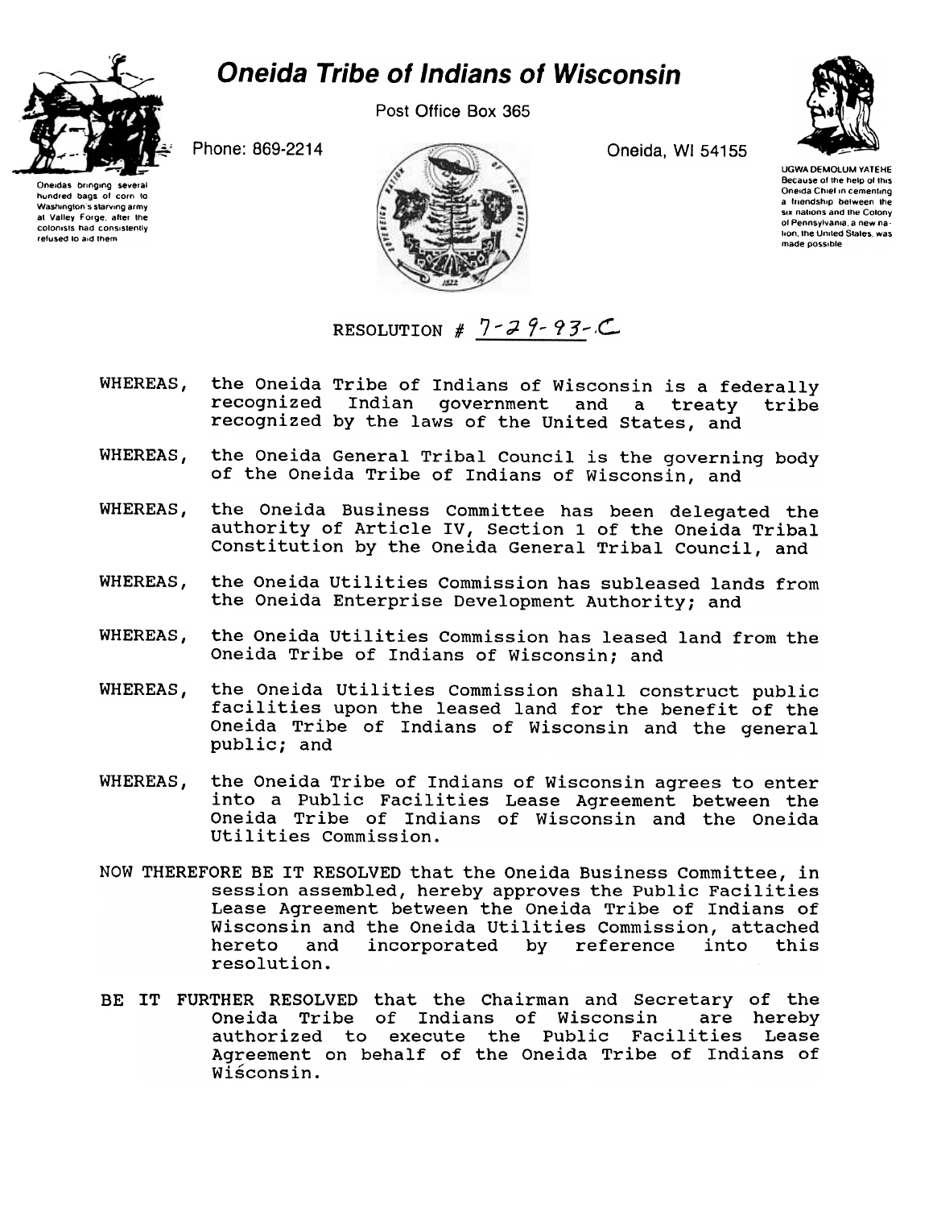# Oneida Tribe of Indians of Wisconsin

Post Office Box 365

Phone: 869-2214

Oneida, WI 54155

Oneidas bringing several hundred bags of corn to Washington's starving army at Valley Forge, after the colonists had consistently refused to aid them

UGWA DEMOLUM YATEHE
Because of the help of this Oneida Chief in cementing a friendship between the six nations and the Colony of Pennsylvania, a new nation, the United States, was made possible

RESOLUTION # 7-29-93-C

WHEREAS, the Oneida Tribe of Indians of Wisconsin is a federally recognized Indian government and a treaty tribe recognized by the laws of the United States, and

WHEREAS, the Oneida General Tribal Council is the governing body of the Oneida Tribe of Indians of Wisconsin, and

WHEREAS, the Oneida Business Committee has been delegated the authority of Article IV, Section 1 of the Oneida Tribal Constitution by the Oneida General Tribal Council, and

WHEREAS, the Oneida Utilities Commission has subleased lands from the Oneida Enterprise Development Authority; and

WHEREAS, the Oneida Utilities Commission has leased land from the Oneida Tribe of Indians of Wisconsin; and

WHEREAS, the Oneida Utilities Commission shall construct public facilities upon the leased land for the benefit of the Oneida Tribe of Indians of Wisconsin and the general public; and

WHEREAS, the Oneida Tribe of Indians of Wisconsin agrees to enter into a Public Facilities Lease Agreement between the Oneida Tribe of Indians of Wisconsin and the Oneida Utilities Commission.

NOW THEREFORE BE IT RESOLVED that the Oneida Business Committee, in session assembled, hereby approves the Public Facilities Lease Agreement between the Oneida Tribe of Indians of Wisconsin and the Oneida Utilities Commission, attached hereto and incorporated by reference into this resolution.

BE IT FURTHER RESOLVED that the Chairman and Secretary of the Oneida Tribe of Indians of Wisconsin are hereby authorized to execute the Public Facilities Lease Agreement on behalf of the Oneida Tribe of Indians of Wisconsin.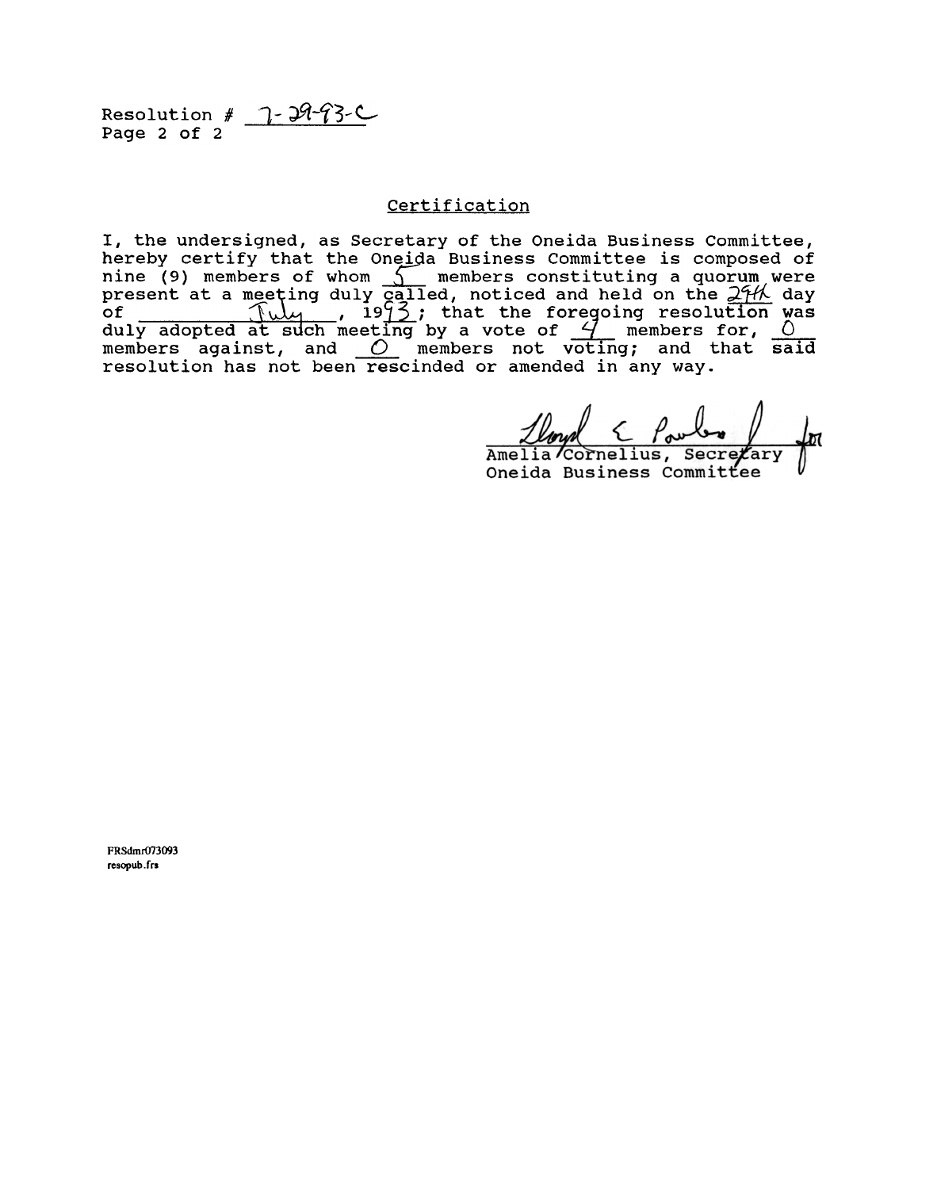Resolution # 7-29-93-C

## Certification

I, the undersigned, as Secretary of the Oneida Business Committee, hereby certify that the Oneida Business Committee is composed of nine (9) members of whom 5 members constituting a quorum were present at a meeting duly called, noticed and held on the 29th day of July, 1993; that the foregoing resolution was duly adopted at such meeting by a vote of 4 members for, 0 members against, and 0 members not voting; and that said resolution has not been rescinded or amended in any way.

Lloyd E. Powless for
Amelia Cornelius, Secretary
Oneida Business Committee

FRSdmr073093
resopub.frs